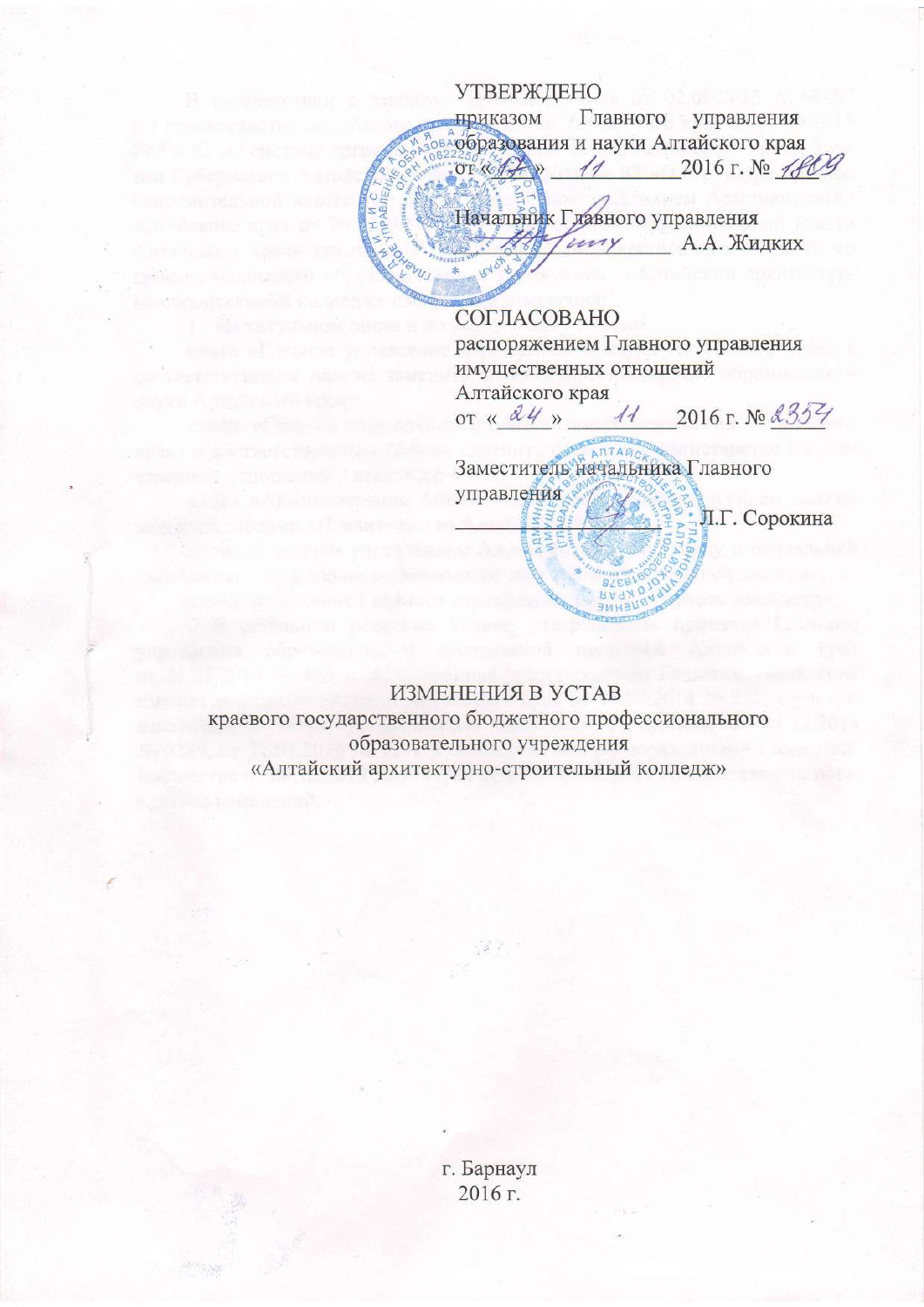УТВЕРЖДЕНО
приказом Главного управления образования и науки Алтайского края
от « 17 » 11 2016 г. № 1809

Начальник Главного управления
_____________ А.А. Жидких

СОГЛАСОВАНО
распоряжением Главного управления имущественных отношений Алтайского края
от « 24 » 11 2016 г. № 2354

Заместитель начальника Главного управления
_____________ Л.Г. Сорокина

# ИЗМЕНЕНИЯ В УСТАВ

краевого государственного бюджетного профессионального образовательного учреждения
«Алтайский архитектурно-строительный колледж»

г. Барнаул
2016 г.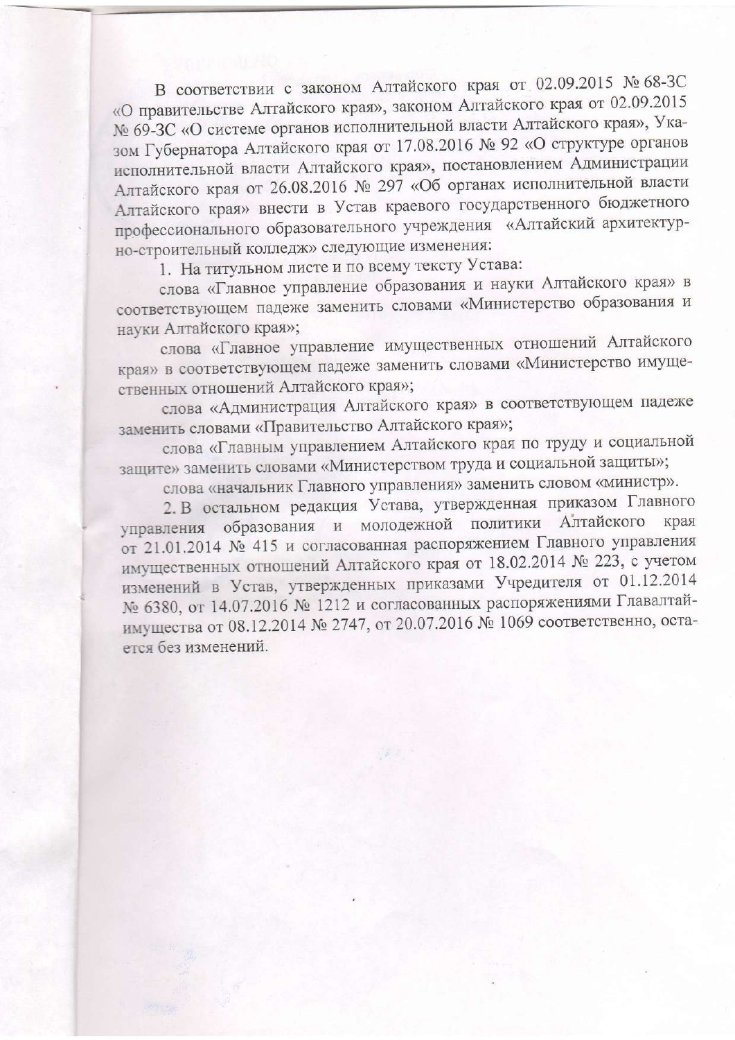В соответствии с законом Алтайского края от 02.09.2015 № 68-ЗС «О правительстве Алтайского края», законом Алтайского края от 02.09.2015 № 69-ЗС «О системе органов исполнительной власти Алтайского края», Указом Губернатора Алтайского края от 17.08.2016 № 92 «О структуре органов исполнительной власти Алтайского края», постановлением Администрации Алтайского края от 26.08.2016 № 297 «Об органах исполнительной власти Алтайского края» внести в Устав краевого государственного бюджетного профессионального образовательного учреждения «Алтайский архитектурно-строительный колледж» следующие изменения:

1. На титульном листе и по всему тексту Устава:

слова «Главное управление образования и науки Алтайского края» в соответствующем падеже заменить словами «Министерство образования и науки Алтайского края»;

слова «Главное управление имущественных отношений Алтайского края» в соответствующем падеже заменить словами «Министерство имущественных отношений Алтайского края»;

слова «Администрация Алтайского края» в соответствующем падеже заменить словами «Правительство Алтайского края»;

слова «Главным управлением Алтайского края по труду и социальной защите» заменить словами «Министерством труда и социальной защиты»;

слова «начальник Главного управления» заменить словом «министр».

2. В остальном редакция Устава, утвержденная приказом Главного управления образования и молодежной политики Алтайского края от 21.01.2014 № 415 и согласованная распоряжением Главного управления имущественных отношений Алтайского края от 18.02.2014 № 223, с учетом изменений в Устав, утвержденных приказами Учредителя от 01.12.2014 № 6380, от 14.07.2016 № 1212 и согласованных распоряжениями Главалтайимущества от 08.12.2014 № 2747, от 20.07.2016 № 1069 соответственно, остается без изменений.